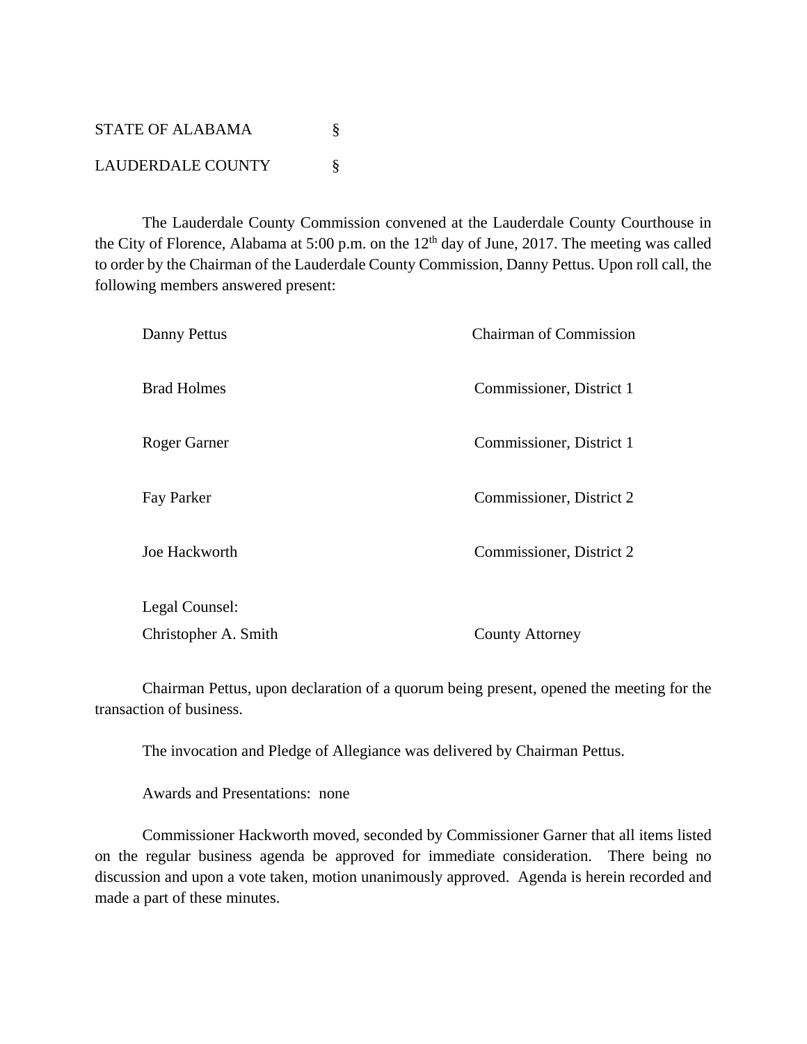STATE OF ALABAMA §

LAUDERDALE COUNTY §

The Lauderdale County Commission convened at the Lauderdale County Courthouse in the City of Florence, Alabama at 5:00 p.m. on the 12th day of June, 2017. The meeting was called to order by the Chairman of the Lauderdale County Commission, Danny Pettus. Upon roll call, the following members answered present:

| | |
|---|---|
| Danny Pettus | Chairman of Commission |
| Brad Holmes | Commissioner, District 1 |
| Roger Garner | Commissioner, District 1 |
| Fay Parker | Commissioner, District 2 |
| Joe Hackworth | Commissioner, District 2 |
| Legal Counsel: | |
| Christopher A. Smith | County Attorney |

Chairman Pettus, upon declaration of a quorum being present, opened the meeting for the transaction of business.

The invocation and Pledge of Allegiance was delivered by Chairman Pettus.

Awards and Presentations: none

Commissioner Hackworth moved, seconded by Commissioner Garner that all items listed on the regular business agenda be approved for immediate consideration. There being no discussion and upon a vote taken, motion unanimously approved. Agenda is herein recorded and made a part of these minutes.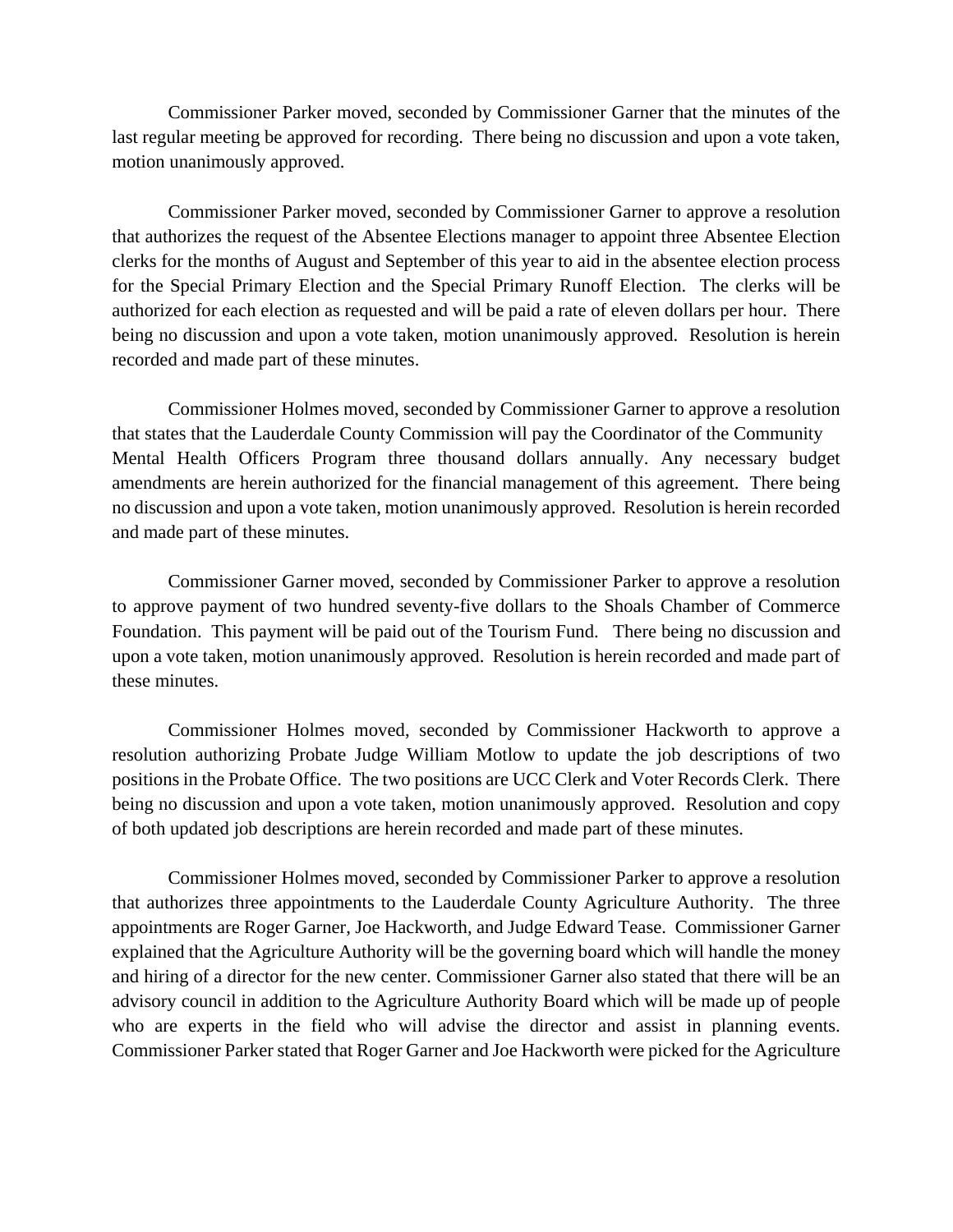Commissioner Parker moved, seconded by Commissioner Garner that the minutes of the last regular meeting be approved for recording. There being no discussion and upon a vote taken, motion unanimously approved.

Commissioner Parker moved, seconded by Commissioner Garner to approve a resolution that authorizes the request of the Absentee Elections manager to appoint three Absentee Election clerks for the months of August and September of this year to aid in the absentee election process for the Special Primary Election and the Special Primary Runoff Election. The clerks will be authorized for each election as requested and will be paid a rate of eleven dollars per hour. There being no discussion and upon a vote taken, motion unanimously approved. Resolution is herein recorded and made part of these minutes.

Commissioner Holmes moved, seconded by Commissioner Garner to approve a resolution that states that the Lauderdale County Commission will pay the Coordinator of the Community Mental Health Officers Program three thousand dollars annually. Any necessary budget amendments are herein authorized for the financial management of this agreement. There being no discussion and upon a vote taken, motion unanimously approved. Resolution is herein recorded and made part of these minutes.

Commissioner Garner moved, seconded by Commissioner Parker to approve a resolution to approve payment of two hundred seventy-five dollars to the Shoals Chamber of Commerce Foundation. This payment will be paid out of the Tourism Fund. There being no discussion and upon a vote taken, motion unanimously approved. Resolution is herein recorded and made part of these minutes.

Commissioner Holmes moved, seconded by Commissioner Hackworth to approve a resolution authorizing Probate Judge William Motlow to update the job descriptions of two positions in the Probate Office. The two positions are UCC Clerk and Voter Records Clerk. There being no discussion and upon a vote taken, motion unanimously approved. Resolution and copy of both updated job descriptions are herein recorded and made part of these minutes.

Commissioner Holmes moved, seconded by Commissioner Parker to approve a resolution that authorizes three appointments to the Lauderdale County Agriculture Authority. The three appointments are Roger Garner, Joe Hackworth, and Judge Edward Tease. Commissioner Garner explained that the Agriculture Authority will be the governing board which will handle the money and hiring of a director for the new center. Commissioner Garner also stated that there will be an advisory council in addition to the Agriculture Authority Board which will be made up of people who are experts in the field who will advise the director and assist in planning events. Commissioner Parker stated that Roger Garner and Joe Hackworth were picked for the Agriculture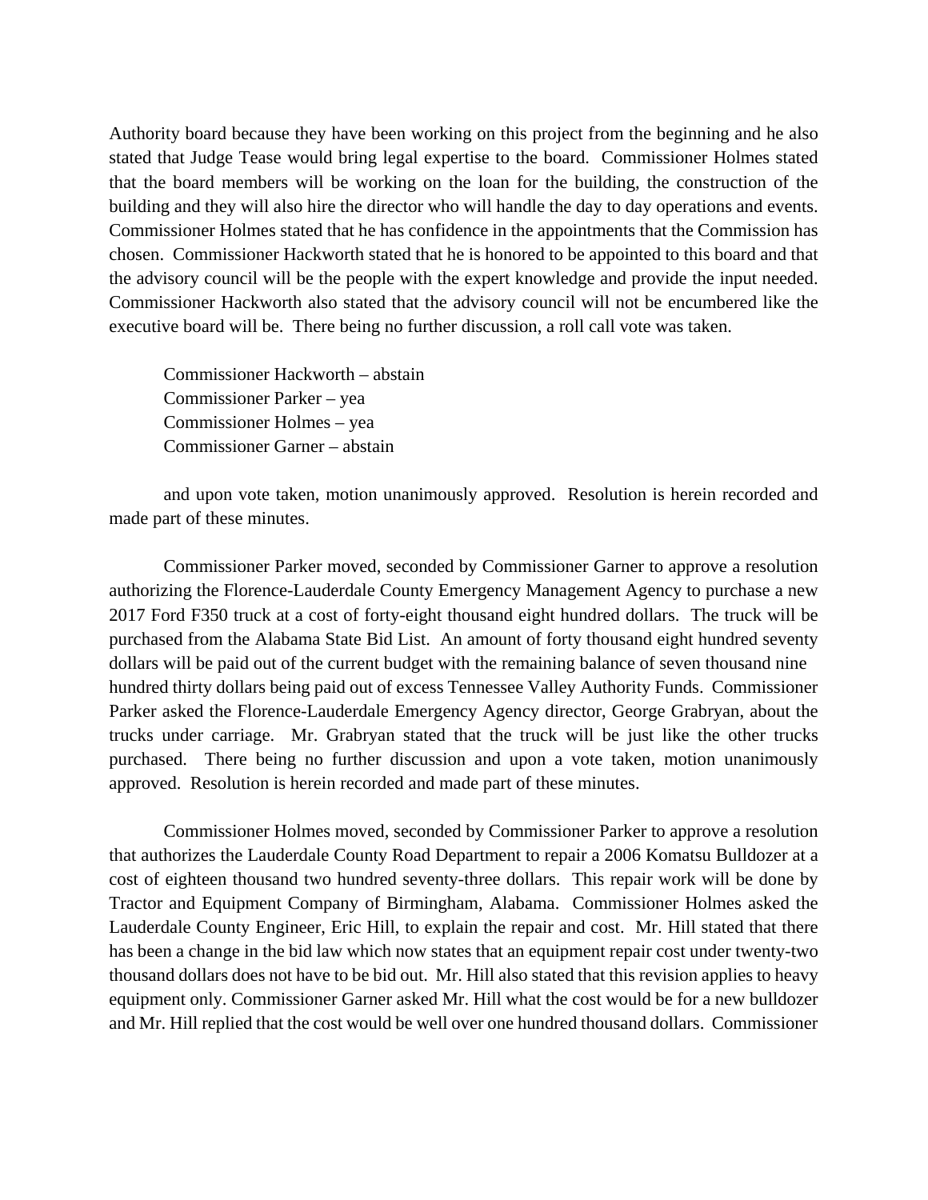Authority board because they have been working on this project from the beginning and he also stated that Judge Tease would bring legal expertise to the board. Commissioner Holmes stated that the board members will be working on the loan for the building, the construction of the building and they will also hire the director who will handle the day to day operations and events. Commissioner Holmes stated that he has confidence in the appointments that the Commission has chosen. Commissioner Hackworth stated that he is honored to be appointed to this board and that the advisory council will be the people with the expert knowledge and provide the input needed. Commissioner Hackworth also stated that the advisory council will not be encumbered like the executive board will be. There being no further discussion, a roll call vote was taken.

Commissioner Hackworth – abstain
Commissioner Parker – yea
Commissioner Holmes – yea
Commissioner Garner – abstain

and upon vote taken, motion unanimously approved. Resolution is herein recorded and made part of these minutes.

Commissioner Parker moved, seconded by Commissioner Garner to approve a resolution authorizing the Florence-Lauderdale County Emergency Management Agency to purchase a new 2017 Ford F350 truck at a cost of forty-eight thousand eight hundred dollars. The truck will be purchased from the Alabama State Bid List. An amount of forty thousand eight hundred seventy dollars will be paid out of the current budget with the remaining balance of seven thousand nine hundred thirty dollars being paid out of excess Tennessee Valley Authority Funds. Commissioner Parker asked the Florence-Lauderdale Emergency Agency director, George Grabryan, about the trucks under carriage. Mr. Grabryan stated that the truck will be just like the other trucks purchased. There being no further discussion and upon a vote taken, motion unanimously approved. Resolution is herein recorded and made part of these minutes.

Commissioner Holmes moved, seconded by Commissioner Parker to approve a resolution that authorizes the Lauderdale County Road Department to repair a 2006 Komatsu Bulldozer at a cost of eighteen thousand two hundred seventy-three dollars. This repair work will be done by Tractor and Equipment Company of Birmingham, Alabama. Commissioner Holmes asked the Lauderdale County Engineer, Eric Hill, to explain the repair and cost. Mr. Hill stated that there has been a change in the bid law which now states that an equipment repair cost under twenty-two thousand dollars does not have to be bid out. Mr. Hill also stated that this revision applies to heavy equipment only. Commissioner Garner asked Mr. Hill what the cost would be for a new bulldozer and Mr. Hill replied that the cost would be well over one hundred thousand dollars. Commissioner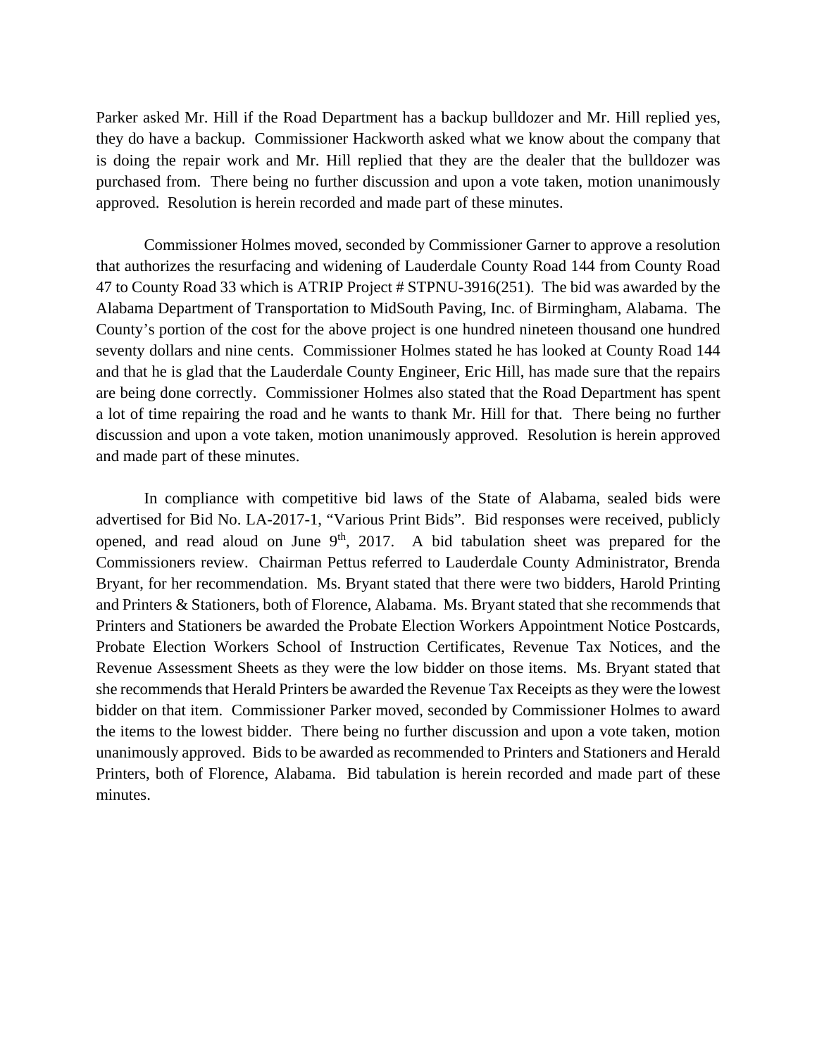Parker asked Mr. Hill if the Road Department has a backup bulldozer and Mr. Hill replied yes, they do have a backup. Commissioner Hackworth asked what we know about the company that is doing the repair work and Mr. Hill replied that they are the dealer that the bulldozer was purchased from. There being no further discussion and upon a vote taken, motion unanimously approved. Resolution is herein recorded and made part of these minutes.

Commissioner Holmes moved, seconded by Commissioner Garner to approve a resolution that authorizes the resurfacing and widening of Lauderdale County Road 144 from County Road 47 to County Road 33 which is ATRIP Project # STPNU-3916(251). The bid was awarded by the Alabama Department of Transportation to MidSouth Paving, Inc. of Birmingham, Alabama. The County's portion of the cost for the above project is one hundred nineteen thousand one hundred seventy dollars and nine cents. Commissioner Holmes stated he has looked at County Road 144 and that he is glad that the Lauderdale County Engineer, Eric Hill, has made sure that the repairs are being done correctly. Commissioner Holmes also stated that the Road Department has spent a lot of time repairing the road and he wants to thank Mr. Hill for that. There being no further discussion and upon a vote taken, motion unanimously approved. Resolution is herein approved and made part of these minutes.

In compliance with competitive bid laws of the State of Alabama, sealed bids were advertised for Bid No. LA-2017-1, "Various Print Bids". Bid responses were received, publicly opened, and read aloud on June 9th, 2017. A bid tabulation sheet was prepared for the Commissioners review. Chairman Pettus referred to Lauderdale County Administrator, Brenda Bryant, for her recommendation. Ms. Bryant stated that there were two bidders, Harold Printing and Printers & Stationers, both of Florence, Alabama. Ms. Bryant stated that she recommends that Printers and Stationers be awarded the Probate Election Workers Appointment Notice Postcards, Probate Election Workers School of Instruction Certificates, Revenue Tax Notices, and the Revenue Assessment Sheets as they were the low bidder on those items. Ms. Bryant stated that she recommends that Herald Printers be awarded the Revenue Tax Receipts as they were the lowest bidder on that item. Commissioner Parker moved, seconded by Commissioner Holmes to award the items to the lowest bidder. There being no further discussion and upon a vote taken, motion unanimously approved. Bids to be awarded as recommended to Printers and Stationers and Herald Printers, both of Florence, Alabama. Bid tabulation is herein recorded and made part of these minutes.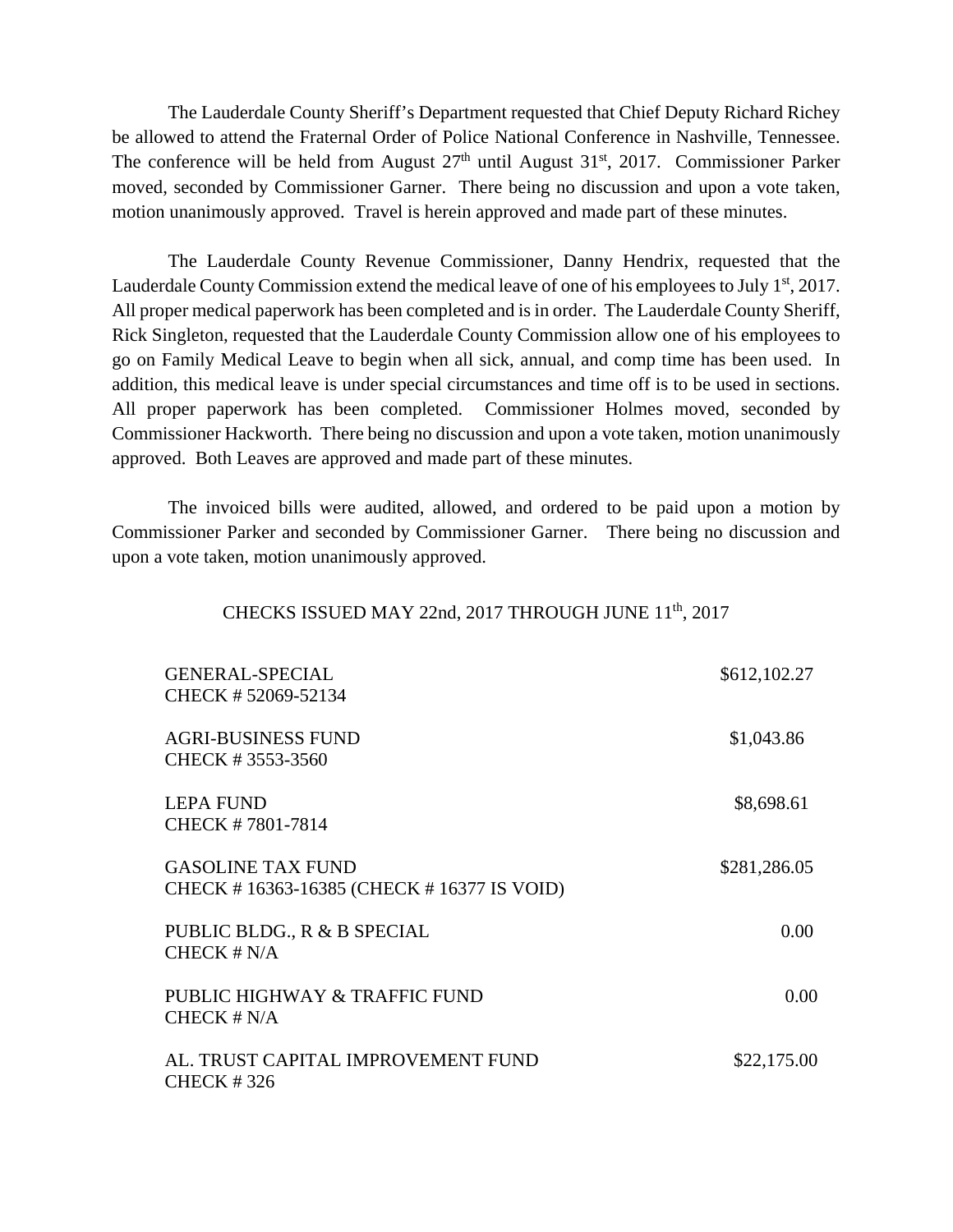The Lauderdale County Sheriff's Department requested that Chief Deputy Richard Richey be allowed to attend the Fraternal Order of Police National Conference in Nashville, Tennessee. The conference will be held from August 27th until August 31st, 2017. Commissioner Parker moved, seconded by Commissioner Garner. There being no discussion and upon a vote taken, motion unanimously approved. Travel is herein approved and made part of these minutes.

The Lauderdale County Revenue Commissioner, Danny Hendrix, requested that the Lauderdale County Commission extend the medical leave of one of his employees to July 1st, 2017. All proper medical paperwork has been completed and is in order. The Lauderdale County Sheriff, Rick Singleton, requested that the Lauderdale County Commission allow one of his employees to go on Family Medical Leave to begin when all sick, annual, and comp time has been used. In addition, this medical leave is under special circumstances and time off is to be used in sections. All proper paperwork has been completed. Commissioner Holmes moved, seconded by Commissioner Hackworth. There being no discussion and upon a vote taken, motion unanimously approved. Both Leaves are approved and made part of these minutes.

The invoiced bills were audited, allowed, and ordered to be paid upon a motion by Commissioner Parker and seconded by Commissioner Garner. There being no discussion and upon a vote taken, motion unanimously approved.

CHECKS ISSUED MAY 22nd, 2017 THROUGH JUNE 11th, 2017

| Fund | Amount |
|---|---|
| GENERAL-SPECIAL<br>CHECK # 52069-52134 | $612,102.27 |
| AGRI-BUSINESS FUND<br>CHECK # 3553-3560 | $1,043.86 |
| LEPA FUND<br>CHECK # 7801-7814 | $8,698.61 |
| GASOLINE TAX FUND<br>CHECK # 16363-16385 (CHECK # 16377 IS VOID) | $281,286.05 |
| PUBLIC BLDG., R & B SPECIAL<br>CHECK # N/A | 0.00 |
| PUBLIC HIGHWAY & TRAFFIC FUND<br>CHECK # N/A | 0.00 |
| AL. TRUST CAPITAL IMPROVEMENT FUND<br>CHECK # 326 | $22,175.00 |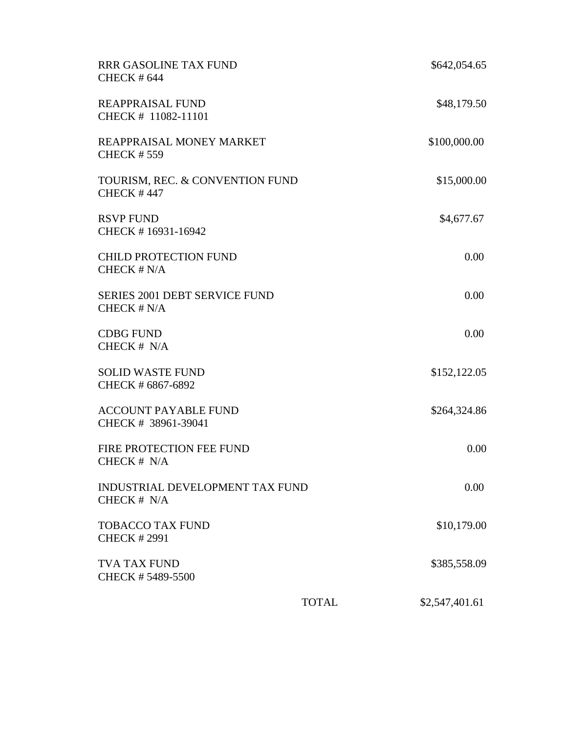| Fund | Amount |
|---|---|
| RRR GASOLINE TAX FUND<br>CHECK # 644 | $642,054.65 |
| REAPPRAISAL FUND<br>CHECK # 11082-11101 | $48,179.50 |
| REAPPRAISAL MONEY MARKET<br>CHECK # 559 | $100,000.00 |
| TOURISM, REC. & CONVENTION FUND<br>CHECK # 447 | $15,000.00 |
| RSVP FUND<br>CHECK # 16931-16942 | $4,677.67 |
| CHILD PROTECTION FUND<br>CHECK # N/A | 0.00 |
| SERIES 2001 DEBT SERVICE FUND<br>CHECK # N/A | 0.00 |
| CDBG FUND<br>CHECK # N/A | 0.00 |
| SOLID WASTE FUND<br>CHECK # 6867-6892 | $152,122.05 |
| ACCOUNT PAYABLE FUND<br>CHECK # 38961-39041 | $264,324.86 |
| FIRE PROTECTION FEE FUND<br>CHECK # N/A | 0.00 |
| INDUSTRIAL DEVELOPMENT TAX FUND<br>CHECK # N/A | 0.00 |
| TOBACCO TAX FUND<br>CHECK # 2991 | $10,179.00 |
| TVA TAX FUND<br>CHECK # 5489-5500 | $385,558.09 |
| TOTAL | $2,547,401.61 |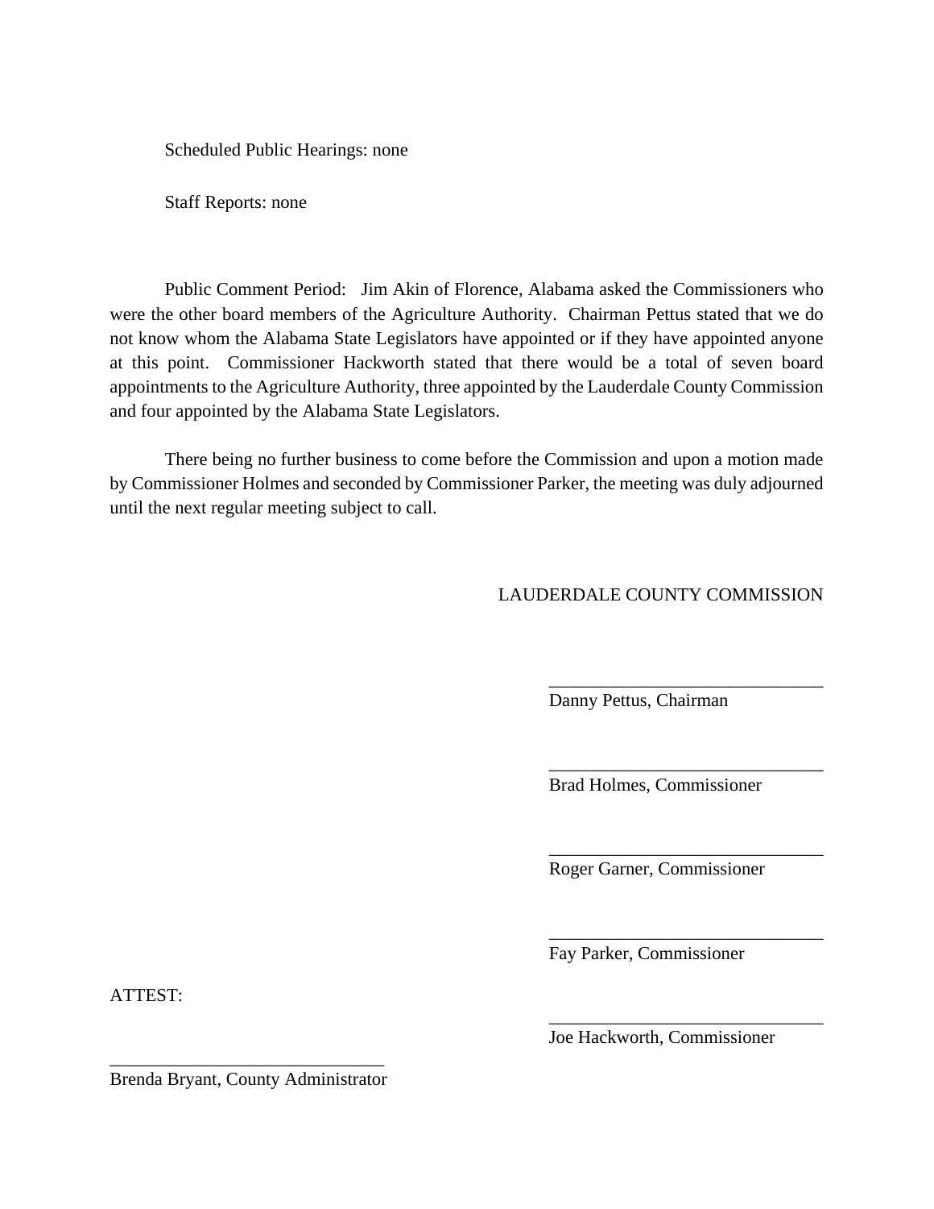Scheduled Public Hearings: none

Staff Reports: none

Public Comment Period: Jim Akin of Florence, Alabama asked the Commissioners who were the other board members of the Agriculture Authority. Chairman Pettus stated that we do not know whom the Alabama State Legislators have appointed or if they have appointed anyone at this point. Commissioner Hackworth stated that there would be a total of seven board appointments to the Agriculture Authority, three appointed by the Lauderdale County Commission and four appointed by the Alabama State Legislators.

There being no further business to come before the Commission and upon a motion made by Commissioner Holmes and seconded by Commissioner Parker, the meeting was duly adjourned until the next regular meeting subject to call.

LAUDERDALE COUNTY COMMISSION

______________________________
Danny Pettus, Chairman

______________________________
Brad Holmes, Commissioner

______________________________
Roger Garner, Commissioner

______________________________
Fay Parker, Commissioner

ATTEST:

______________________________
Joe Hackworth, Commissioner

______________________________
Brenda Bryant, County Administrator